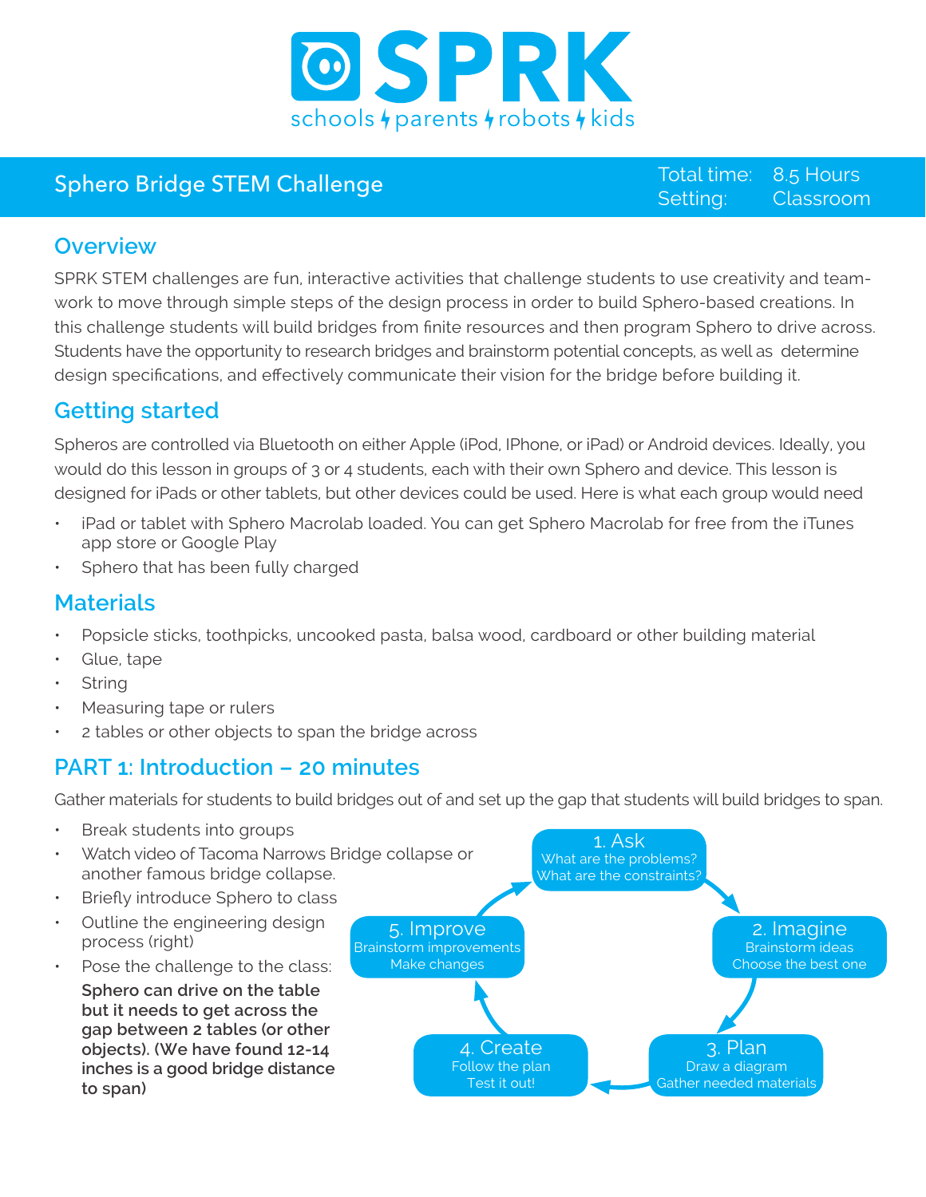# SPRK

schools ϟ parents ϟ robots ϟ kids

## Sphero Bridge STEM Challenge

Total time: 8.5 Hours
Setting: Classroom

## Overview

SPRK STEM challenges are fun, interactive activities that challenge students to use creativity and team-work to move through simple steps of the design process in order to build Sphero-based creations. In this challenge students will build bridges from finite resources and then program Sphero to drive across. Students have the opportunity to research bridges and brainstorm potential concepts, as well as determine design specifications, and effectively communicate their vision for the bridge before building it.

## Getting started

Spheros are controlled via Bluetooth on either Apple (iPod, IPhone, or iPad) or Android devices. Ideally, you would do this lesson in groups of 3 or 4 students, each with their own Sphero and device. This lesson is designed for iPads or other tablets, but other devices could be used. Here is what each group would need

- iPad or tablet with Sphero Macrolab loaded. You can get Sphero Macrolab for free from the iTunes app store or Google Play
- Sphero that has been fully charged

## Materials

- Popsicle sticks, toothpicks, uncooked pasta, balsa wood, cardboard or other building material
- Glue, tape
- String
- Measuring tape or rulers
- 2 tables or other objects to span the bridge across

## PART 1: Introduction – 20 minutes

Gather materials for students to build bridges out of and set up the gap that students will build bridges to span.

- Break students into groups
- Watch video of Tacoma Narrows Bridge collapse or another famous bridge collapse.
- Briefly introduce Sphero to class
- Outline the engineering design process (right)
- Pose the challenge to the class: **Sphero can drive on the table but it needs to get across the gap between 2 tables (or other objects). (We have found 12-14 inches is a good bridge distance to span)**

1. Ask
   What are the problems?
   What are the constraints?
2. Imagine
   Brainstorm ideas
   Choose the best one
3. Plan
   Draw a diagram
   Gather needed materials
4. Create
   Follow the plan
   Test it out!
5. Improve
   Brainstorm improvements
   Make changes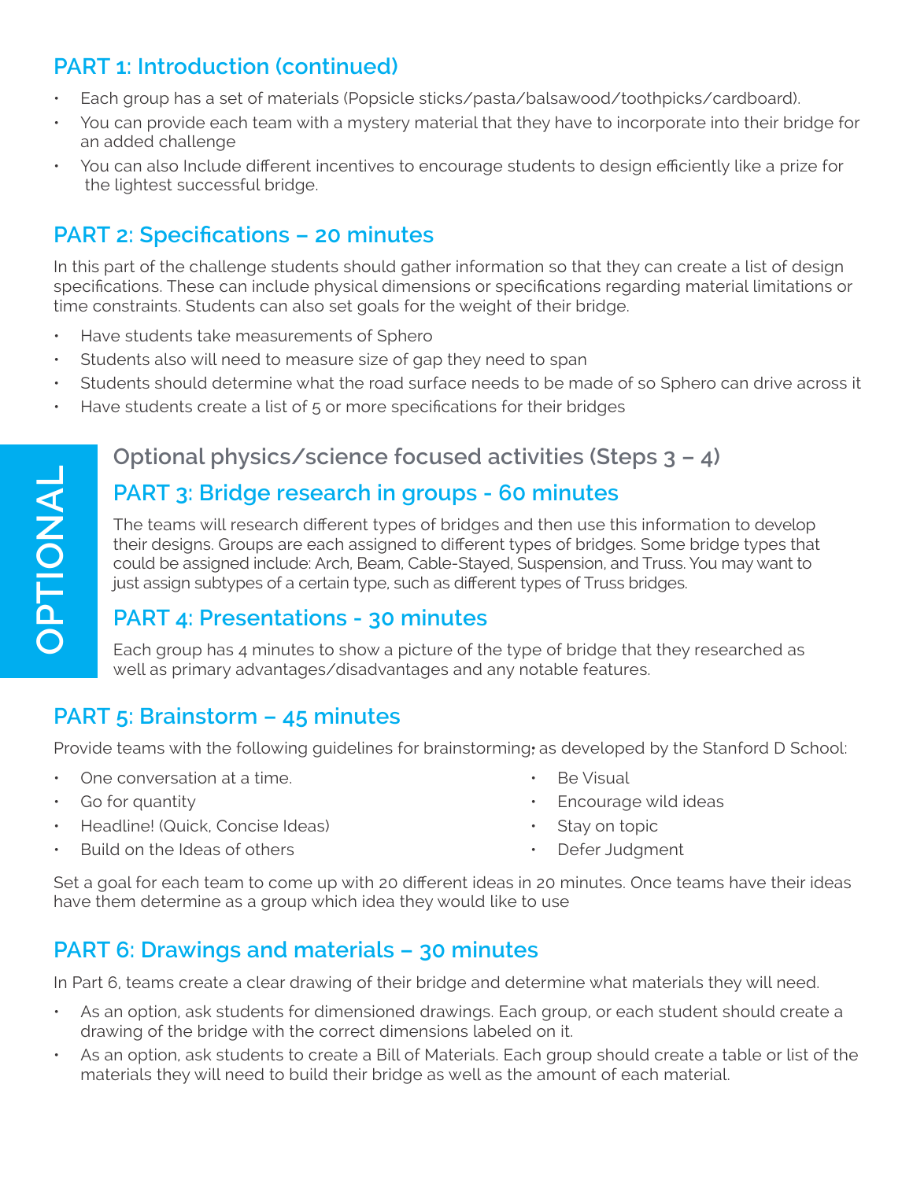## PART 1: Introduction (continued)

- Each group has a set of materials (Popsicle sticks/pasta/balsawood/toothpicks/cardboard).
- You can provide each team with a mystery material that they have to incorporate into their bridge for an added challenge
- You can also Include different incentives to encourage students to design efficiently like a prize for the lightest successful bridge.

## PART 2: Specifications – 20 minutes

In this part of the challenge students should gather information so that they can create a list of design specifications. These can include physical dimensions or specifications regarding material limitations or time constraints. Students can also set goals for the weight of their bridge.

- Have students take measurements of Sphero
- Students also will need to measure size of gap they need to span
- Students should determine what the road surface needs to be made of so Sphero can drive across it
- Have students create a list of 5 or more specifications for their bridges

OPTIONAL

### Optional physics/science focused activities (Steps 3 – 4)

## PART 3: Bridge research in groups - 60 minutes

The teams will research different types of bridges and then use this information to develop their designs. Groups are each assigned to different types of bridges. Some bridge types that could be assigned include: Arch, Beam, Cable-Stayed, Suspension, and Truss. You may want to just assign subtypes of a certain type, such as different types of Truss bridges.

## PART 4: Presentations - 30 minutes

Each group has 4 minutes to show a picture of the type of bridge that they researched as well as primary advantages/disadvantages and any notable features.

## PART 5: Brainstorm – 45 minutes

Provide teams with the following guidelines for brainstorming; as developed by the Stanford D School:

- One conversation at a time.
- Go for quantity
- Headline! (Quick, Concise Ideas)
- Build on the Ideas of others
- Be Visual
- Encourage wild ideas
- Stay on topic
- Defer Judgment

Set a goal for each team to come up with 20 different ideas in 20 minutes. Once teams have their ideas have them determine as a group which idea they would like to use

## PART 6: Drawings and materials – 30 minutes

In Part 6, teams create a clear drawing of their bridge and determine what materials they will need.

- As an option, ask students for dimensioned drawings. Each group, or each student should create a drawing of the bridge with the correct dimensions labeled on it.
- As an option, ask students to create a Bill of Materials. Each group should create a table or list of the materials they will need to build their bridge as well as the amount of each material.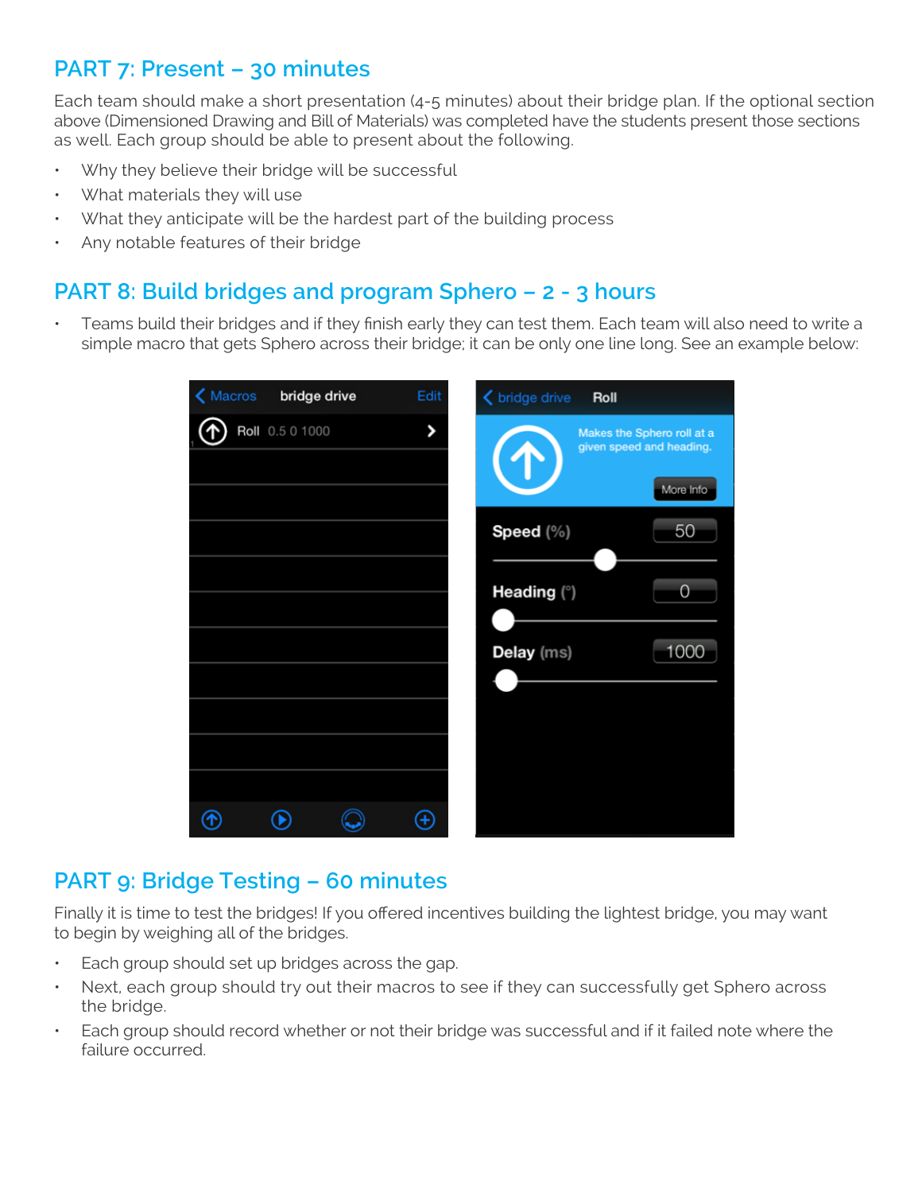## PART 7: Present – 30 minutes

Each team should make a short presentation (4-5 minutes) about their bridge plan. If the optional section above (Dimensioned Drawing and Bill of Materials) was completed have the students present those sections as well. Each group should be able to present about the following.

- Why they believe their bridge will be successful
- What materials they will use
- What they anticipate will be the hardest part of the building process
- Any notable features of their bridge

## PART 8: Build bridges and program Sphero – 2 - 3 hours

- Teams build their bridges and if they finish early they can test them. Each team will also need to write a simple macro that gets Sphero across their bridge; it can be only one line long. See an example below:

## PART 9: Bridge Testing – 60 minutes

Finally it is time to test the bridges! If you offered incentives building the lightest bridge, you may want to begin by weighing all of the bridges.

- Each group should set up bridges across the gap.
- Next, each group should try out their macros to see if they can successfully get Sphero across the bridge.
- Each group should record whether or not their bridge was successful and if it failed note where the failure occurred.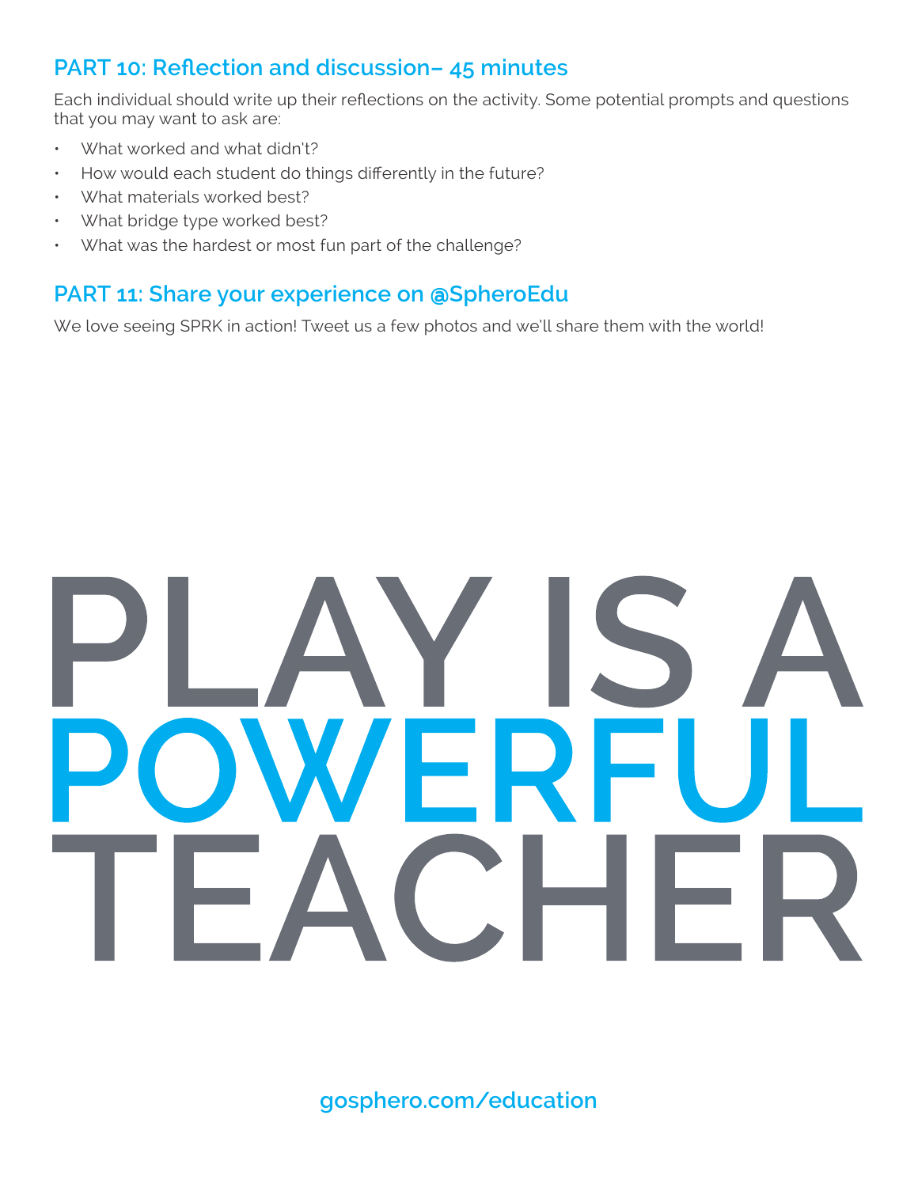## PART 10: Reflection and discussion– 45 minutes

Each individual should write up their reflections on the activity. Some potential prompts and questions that you may want to ask are:

- What worked and what didn't?
- How would each student do things differently in the future?
- What materials worked best?
- What bridge type worked best?
- What was the hardest or most fun part of the challenge?

## PART 11: Share your experience on @SpheroEdu

We love seeing SPRK in action! Tweet us a few photos and we'll share them with the world!

# PLAY IS A POWERFUL TEACHER

gosphero.com/education